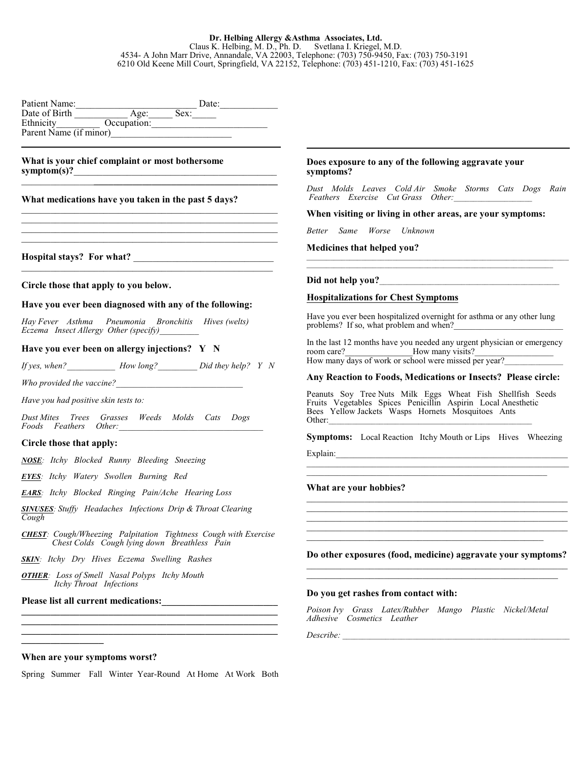**Dr. Helbing Allergy &Asthma Associates, Ltd.**
Claus K. Helbing, M. D., Ph. D. Svetlana I. Kriegel, M.D.
4534- A John Marr Drive, Annandale, VA 22003, Telephone: (703) 750-9450, Fax: (703) 750-3191
6210 Old Keene Mill Court, Springfield, VA 22152, Telephone: (703) 451-1210, Fax: (703) 451-1625

Patient Name:_________________________ Date:___________
Date of Birth ___________ Age:_____ Sex:_____
Ethnicity_________ Occupation:________________________
Parent Name (if minor)________________________

---

**What is your chief complaint or most bothersome symptom(s)?**________________________________________

**What medications have you taken in the past 5 days?**

________________________________________________________
________________________________________________________
________________________________________________________
________________________________________________________

**Hospital stays? For what?** ______________________________

________________________________________________________

**Circle those that apply to you below.**

**Have you ever been diagnosed with any of the following:**

*Hay Fever Asthma Pneumonia Bronchitis Hives (welts) Eczema Insect Allergy Other (specify)_________*

**Have you ever been on allergy injections? Y N**

*If yes, when?___________ How long?_________ Did they help? Y N*

*Who provided the vaccine?_____________________________*

*Have you had positive skin tests to:*

*Dust Mites Trees Grasses Weeds Molds Cats Dogs Foods Feathers Other:_________________________________*

**Circle those that apply:**

***NOSE***: *Itchy Blocked Runny Bleeding Sneezing*

***EYES***: *Itchy Watery Swollen Burning Red*

***EARS***: *Itchy Blocked Ringing Pain/Ache Hearing Loss*

***SINUSES***: *Stuffy Headaches Infections Drip & Throat Clearing Cough*

***CHEST***: *Cough/Wheezing Palpitation Tightness Cough with Exercise Chest Colds Cough lying down Breathless Pain*

***SKIN***: *Itchy Dry Hives Eczema Swelling Rashes*

***OTHER***: *Loss of Smell Nasal Polyps Itchy Mouth Itchy Throat Infections*

**Please list all current medications:**_________________________

________________________________________________________
________________________________________________________
________________________________________________________

**When are your symptoms worst?**

Spring Summer Fall Winter Year-Round At Home At Work Both

---

**Does exposure to any of the following aggravate your symptoms?**

*Dust Molds Leaves Cold Air Smoke Storms Cats Dogs Rain Feathers Exercise Cut Grass Other:_________________*

**When visiting or living in other areas, are your symptoms:**

*Better Same Worse Unknown*

**Medicines that helped you?**

________________________________________________________
________________________________________________________

**Did not help you?**_______________________________________

**<u>Hospitalizations for Chest Symptoms</u>**

Have you ever been hospitalized overnight for asthma or any other lung problems? If so, what problem and when?_________________________

In the last 12 months have you needed any urgent physician or emergency room care?_______________How many visits?__________________
How many days of work or school were missed per year?_____________

**Any Reaction to Foods, Medications or Insects? Please circle:**

Peanuts Soy Tree Nuts Milk Eggs Wheat Fish Shellfish Seeds Fruits Vegetables Spices Penicillin Aspirin Local Anesthetic Bees Yellow Jackets Wasps Hornets Mosquitoes Ants
Other:_______________________________________________

**Symptoms:** Local Reaction Itchy Mouth or Lips Hives Wheezing

Explain:_______________________________________________________
________________________________________________________
________________________________________________________

**What are your hobbies?**

________________________________________________________
________________________________________________________
________________________________________________________
________________________________________________________
________________________________________________________

**Do other exposures (food, medicine) aggravate your symptoms?**

________________________________________________________
________________________________________________________

**Do you get rashes from contact with:**

*Poison Ivy Grass Latex/Rubber Mango Plastic Nickel/Metal Adhesive Cosmetics Leather*

*Describe:* _______________________________________________________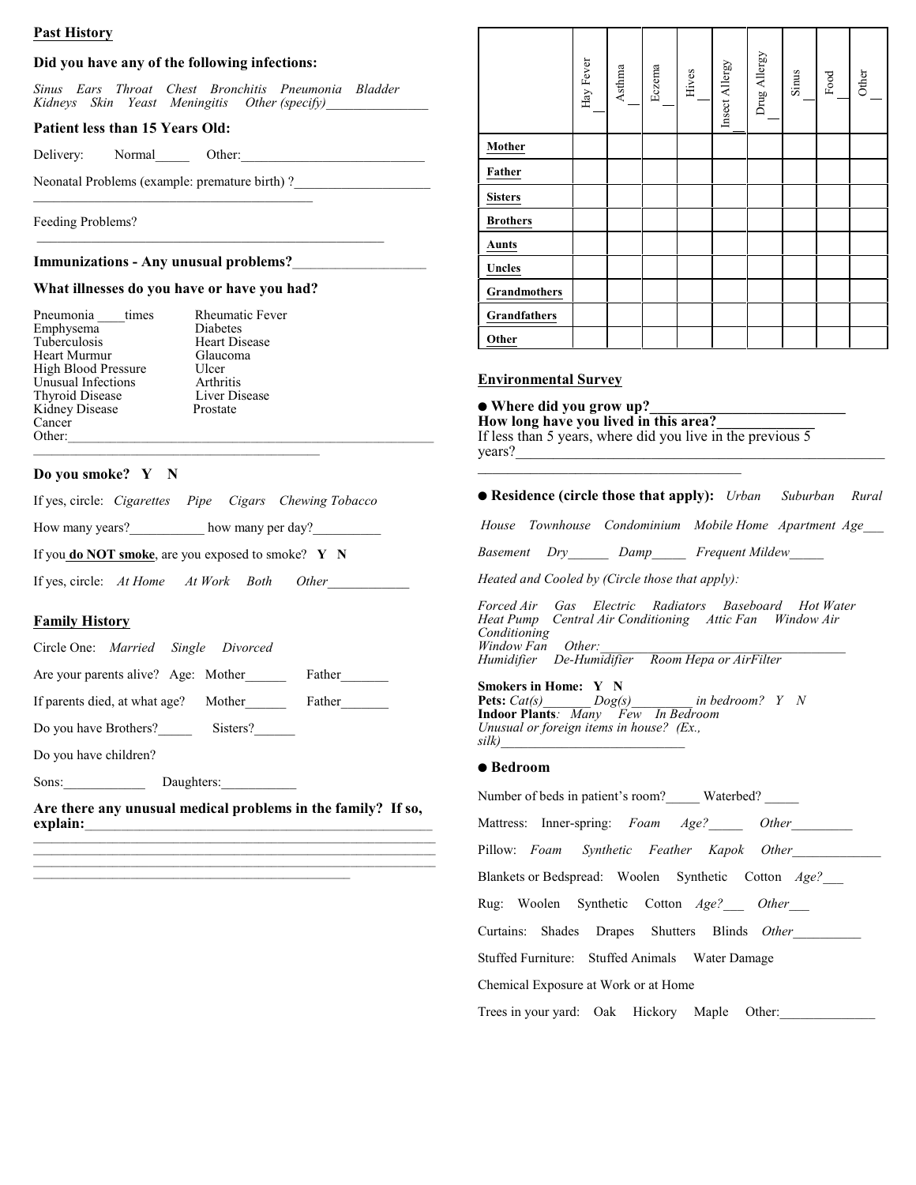## Past History

### Did you have any of the following infections:

*Sinus Ears Throat Chest Bronchitis Pneumonia Bladder Kidneys Skin Yeast Meningitis Other (specify)_______________*

### Patient less than 15 Years Old:

Delivery: Normal_____ Other:___________________________

Neonatal Problems (example: premature birth) ?____________________
__________________________________________

Feeding Problems?
__________________________________________________

### Immunizations - Any unusual problems?__________________

### What illnesses do you have or have you had?

| | |
|---|---|
| Pneumonia ____times | Rheumatic Fever |
| Emphysema | Diabetes |
| Tuberculosis | Heart Disease |
| Heart Murmur | Glaucoma |
| High Blood Pressure | Ulcer |
| Unusual Infections | Arthritis |
| Thyroid Disease | Liver Disease |
| Kidney Disease | Prostate |
| Cancer | |

Other:___________________________________________________________
__________________________________________

### Do you smoke? Y N

If yes, circle: *Cigarettes Pipe Cigars Chewing Tobacco*

How many years?___________ how many per day?__________

If you **do NOT smoke**, are you exposed to smoke? **Y N**

If yes, circle: *At Home At Work Both Other____________*

## Family History

Circle One: *Married Single Divorced*

Are your parents alive? Age: Mother______ Father_______

If parents died, at what age? Mother______ Father_______

Do you have Brothers?_____ Sisters?______

Do you have children?

Sons:____________ Daughters:___________

### Are there any unusual medical problems in the family? If so, explain:___________________________________________________
______________________________________________________________
______________________________________________________________
______________________________________________________________
______________________________________________

| | Hay Fever | Asthma | Eczema | Hives | Insect Allergy | Drug Allergy | Sinus | Food | Other |
|---|---|---|---|---|---|---|---|---|---|
| **Mother** | | | | | | | | | |
| **Father** | | | | | | | | | |
| **Sisters** | | | | | | | | | |
| **Brothers** | | | | | | | | | |
| **Aunts** | | | | | | | | | |
| **Uncles** | | | | | | | | | |
| **Grandmothers** | | | | | | | | | |
| **Grandfathers** | | | | | | | | | |
| **Other** | | | | | | | | | |

## Environmental Survey

● **Where did you grow up?__________________________**
**How long have you lived in this area?_____________**
If less than 5 years, where did you live in the previous 5 years?____________________________________________________
____________________________________

● **Residence (circle those that apply):** *Urban Suburban Rural*

*House Townhouse Condominium Mobile Home Apartment Age___*

*Basement Dry______ Damp_____ Frequent Mildew_____*

*Heated and Cooled by (Circle those that apply):*

*Forced Air Gas Electric Radiators Baseboard Hot Water Heat Pump Central Air Conditioning Attic Fan Window Air Conditioning Window Fan Other:_________________________________ Humidifier De-Humidifier Room Hepa or AirFilter*

**Smokers in Home: Y N**
**Pets:** *Cat(s)_______ Dog(s)_________ in bedroom? Y N*
**Indoor Plants***: Many Few In Bedroom*
*Unusual or foreign items in house? (Ex., silk)_____________________________*

● **Bedroom**

Number of beds in patient's room?_____ Waterbed? _____

Mattress: Inner-spring: *Foam Age?_____ Other_________*

Pillow: *Foam Synthetic Feather Kapok Other_____________*

Blankets or Bedspread: Woolen Synthetic Cotton *Age?___*

Rug: Woolen Synthetic Cotton *Age?___ Other___*

Curtains: Shades Drapes Shutters Blinds *Other__________*

Stuffed Furniture: Stuffed Animals Water Damage

Chemical Exposure at Work or at Home

Trees in your yard: Oak Hickory Maple Other:______________